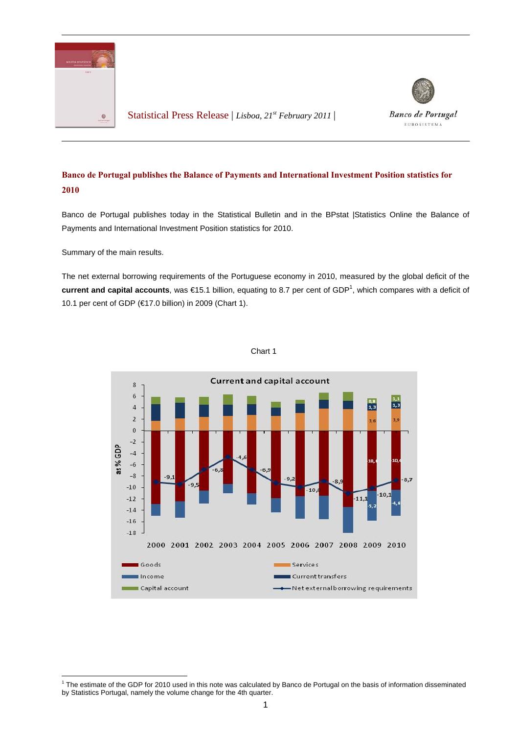Statistical Press Release | *Lisboa, 21st February 2011* |

Banco de Portugal

EUROSISTEMA

## Banco de Portugal publishes the Balance of Payments and International Investment Position statistics for 2010

Banco de Portugal publishes today in the Statistical Bulletin and in the BPstat |Statistics Online the Balance of Payments and International Investment Position statistics for 2010.

Summary of the main results.

The net external borrowing requirements of the Portuguese economy in 2010, measured by the global deficit of the **current and capital accounts**, was €15.1 billion, equating to 8.7 per cent of GDP[1], which compares with a deficit of 10.1 per cent of GDP (€17.0 billion) in 2009 (Chart 1).

Chart 1

Current and capital account

[1] The estimate of the GDP for 2010 used in this note was calculated by Banco de Portugal on the basis of information disseminated by Statistics Portugal, namely the volume change for the 4th quarter.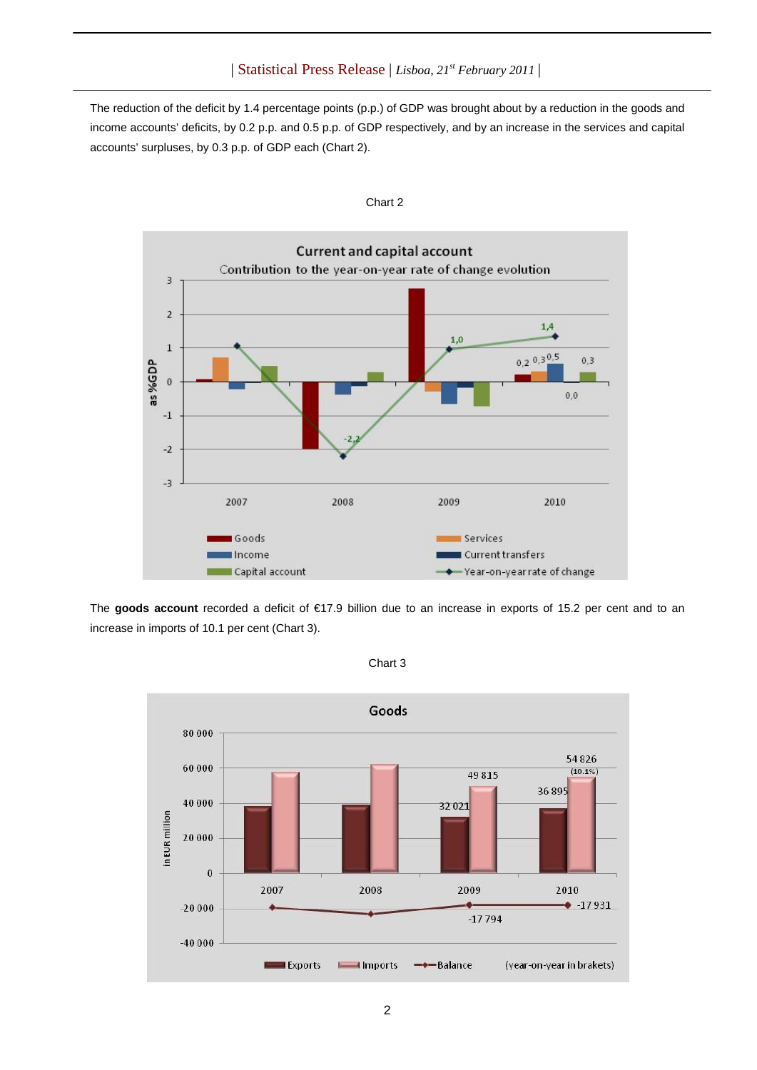The reduction of the deficit by 1.4 percentage points (p.p.) of GDP was brought about by a reduction in the goods and income accounts' deficits, by 0.2 p.p. and 0.5 p.p. of GDP respectively, and by an increase in the services and capital accounts' surpluses, by 0.3 p.p. of GDP each (Chart 2).

Chart 2

The **goods account** recorded a deficit of €17.9 billion due to an increase in exports of 15.2 per cent and to an increase in imports of 10.1 per cent (Chart 3).

Chart 3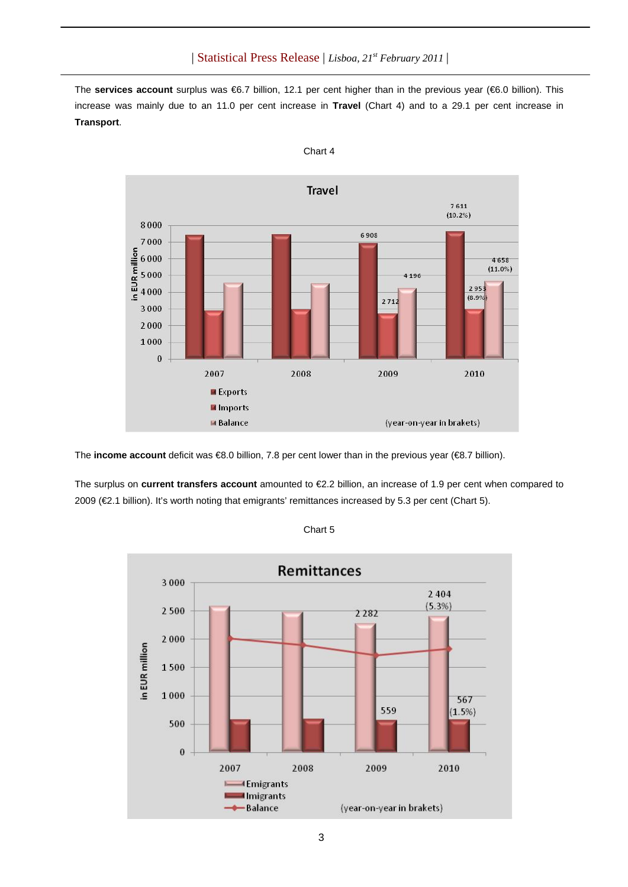The **services account** surplus was €6.7 billion, 12.1 per cent higher than in the previous year (€6.0 billion). This increase was mainly due to an 11.0 per cent increase in **Travel** (Chart 4) and to a 29.1 per cent increase in **Transport**.

Chart 4

The **income account** deficit was €8.0 billion, 7.8 per cent lower than in the previous year (€8.7 billion).

The surplus on **current transfers account** amounted to €2.2 billion, an increase of 1.9 per cent when compared to 2009 (€2.1 billion). It's worth noting that emigrants' remittances increased by 5.3 per cent (Chart 5).

Chart 5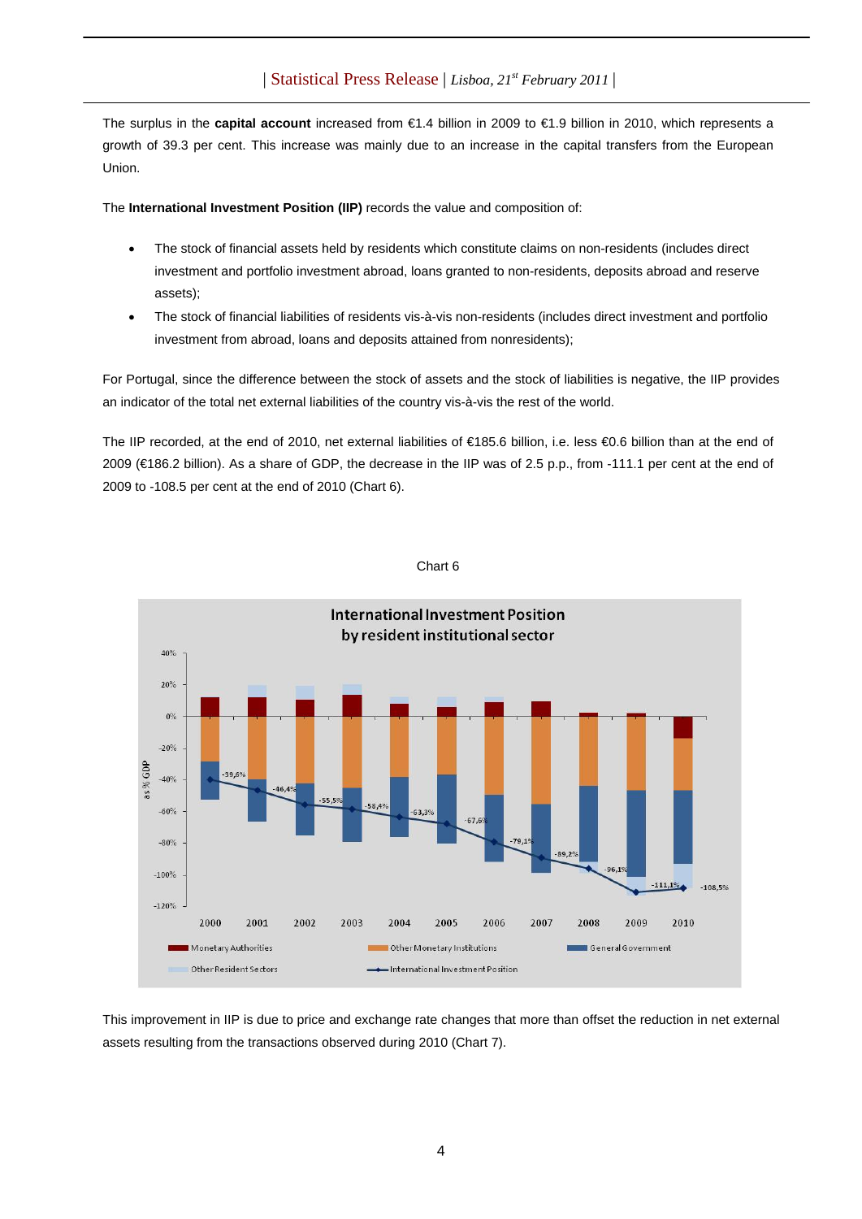The surplus in the **capital account** increased from €1.4 billion in 2009 to €1.9 billion in 2010, which represents a growth of 39.3 per cent. This increase was mainly due to an increase in the capital transfers from the European Union.

The **International Investment Position (IIP)** records the value and composition of:

- The stock of financial assets held by residents which constitute claims on non-residents (includes direct investment and portfolio investment abroad, loans granted to non-residents, deposits abroad and reserve assets);
- The stock of financial liabilities of residents vis-à-vis non-residents (includes direct investment and portfolio investment from abroad, loans and deposits attained from nonresidents);

For Portugal, since the difference between the stock of assets and the stock of liabilities is negative, the IIP provides an indicator of the total net external liabilities of the country vis-à-vis the rest of the world.

The IIP recorded, at the end of 2010, net external liabilities of €185.6 billion, i.e. less €0.6 billion than at the end of 2009 (€186.2 billion). As a share of GDP, the decrease in the IIP was of 2.5 p.p., from -111.1 per cent at the end of 2009 to -108.5 per cent at the end of 2010 (Chart 6).

Chart 6

**International Investment Position by resident institutional sector**

| Year | International Investment Position (as % GDP) |
|---|---|
| 2000 | -39,6% |
| 2001 | -46,4% |
| 2002 | -55,5% |
| 2003 | -58,4% |
| 2004 | -63,3% |
| 2005 | -67,6% |
| 2006 | -79,1% |
| 2007 | -89,2% |
| 2008 | -96,1% |
| 2009 | -111,1% |
| 2010 | -108,5% |

Legend: Monetary Authorities; Other Monetary Institutions; General Government; Other Resident Sectors; International Investment Position

This improvement in IIP is due to price and exchange rate changes that more than offset the reduction in net external assets resulting from the transactions observed during 2010 (Chart 7).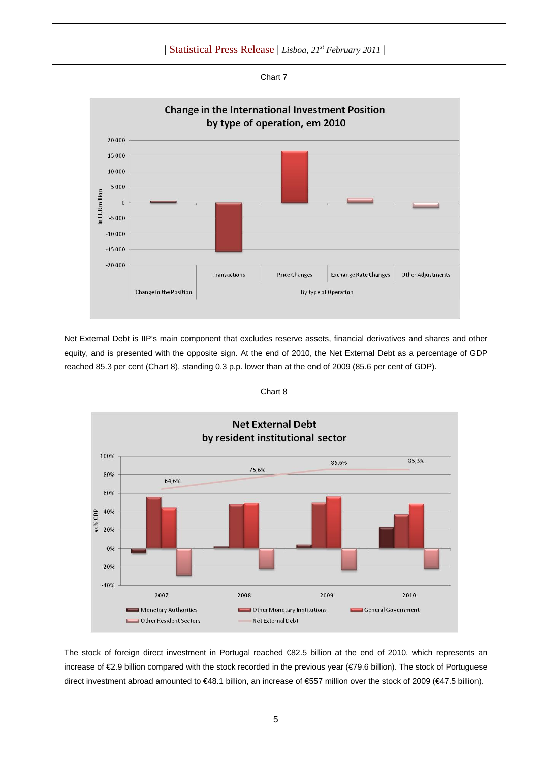Chart 7

Change in the International Investment Position
by type of operation, em 2010

in EUR million

20 000
15 000
10 000
5 000
0
-5 000
-10 000
-15 000
-20 000

Change in the Position
Transactions
Price Changes
Exchange Rate Changes
Other Adjustments
By type of Operation

Net External Debt is IIP's main component that excludes reserve assets, financial derivatives and shares and other equity, and is presented with the opposite sign. At the end of 2010, the Net External Debt as a percentage of GDP reached 85.3 per cent (Chart 8), standing 0.3 p.p. lower than at the end of 2009 (85.6 per cent of GDP).

Chart 8

Net External Debt
by resident institutional sector

as % GDP

100%
80%
60%
40%
20%
0%
-20%
-40%

64,6%
75,6%
85,6%
85,3%

2007
2008
2009
2010

Monetary Authorities
Other Monetary Institutions
General Government
Other Resident Sectors
Net External Debt

The stock of foreign direct investment in Portugal reached €82.5 billion at the end of 2010, which represents an increase of €2.9 billion compared with the stock recorded in the previous year (€79.6 billion). The stock of Portuguese direct investment abroad amounted to €48.1 billion, an increase of €557 million over the stock of 2009 (€47.5 billion).